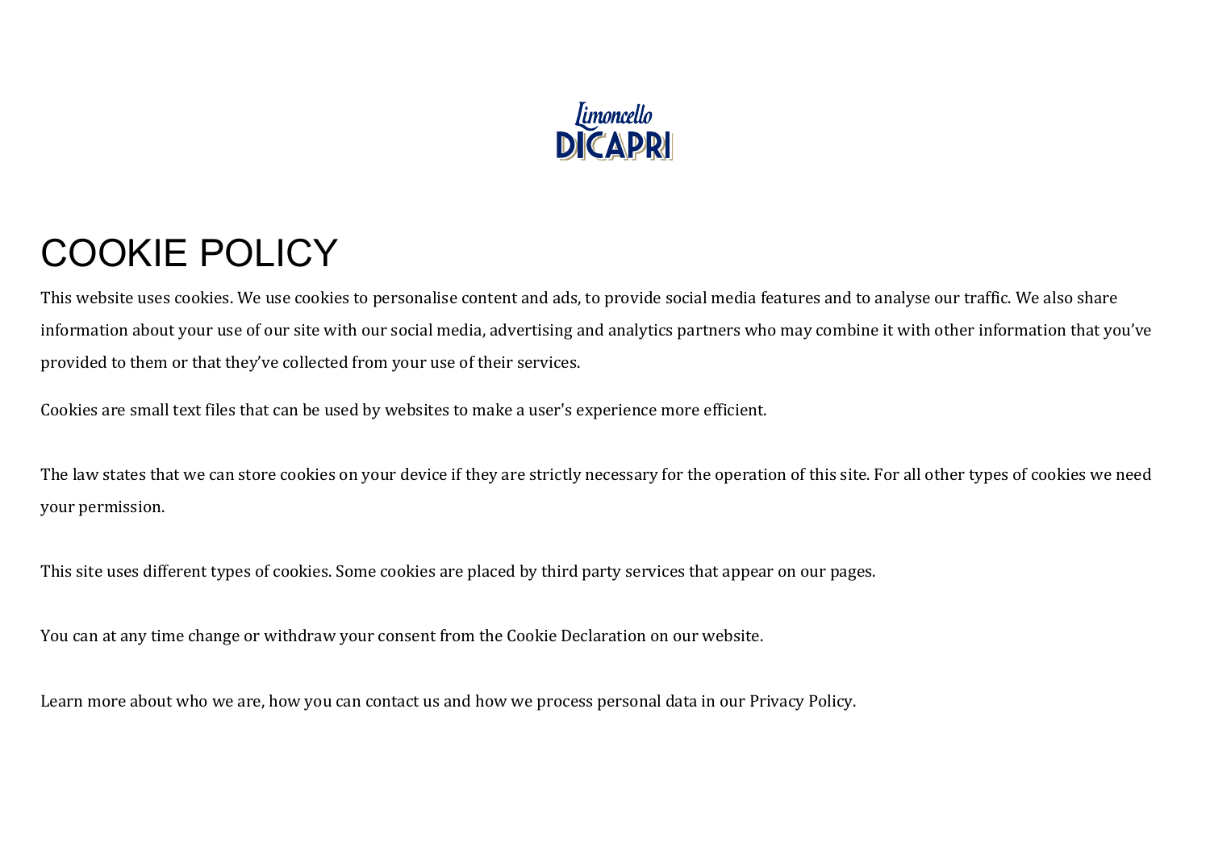# COOKIE POLICY

This website uses cookies. We use cookies to personalise content and ads, to provide social media features and to analyse our traffic. We also share information about your use of our site with our social media, advertising and analytics partners who may combine it with other information that you've provided to them or that they've collected from your use of their services.

Cookies are small text files that can be used by websites to make a user's experience more efficient.

The law states that we can store cookies on your device if they are strictly necessary for the operation of this site. For all other types of cookies we need your permission.

This site uses different types of cookies. Some cookies are placed by third party services that appear on our pages.

You can at any time change or withdraw your consent from the Cookie Declaration on our website.

Learn more about who we are, how you can contact us and how we process personal data in our Privacy Policy.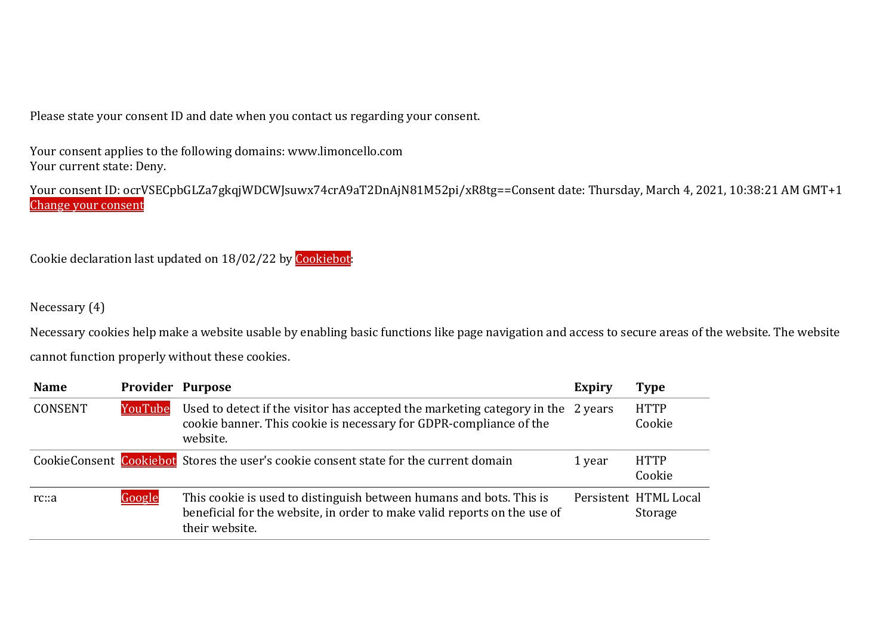Please state your consent ID and date when you contact us regarding your consent.

Your consent applies to the following domains: www.limoncello.com
Your current state: Deny.

Your consent ID: ocrVSECpbGLZa7gkqjWDCWJsuwx74crA9aT2DnAjN81M52pi/xR8tg==Consent date: Thursday, March 4, 2021, 10:38:21 AM GMT+1
Change your consent

Cookie declaration last updated on 18/02/22 by Cookiebot:

Necessary (4)

Necessary cookies help make a website usable by enabling basic functions like page navigation and access to secure areas of the website. The website cannot function properly without these cookies.

| Name | Provider | Purpose | Expiry | Type |
|---|---|---|---|---|
| CONSENT | YouTube | Used to detect if the visitor has accepted the marketing category in the cookie banner. This cookie is necessary for GDPR-compliance of the website. | 2 years | HTTP Cookie |
| CookieConsent | Cookiebot | Stores the user's cookie consent state for the current domain | 1 year | HTTP Cookie |
| rc::a | Google | This cookie is used to distinguish between humans and bots. This is beneficial for the website, in order to make valid reports on the use of their website. | Persistent | HTML Local Storage |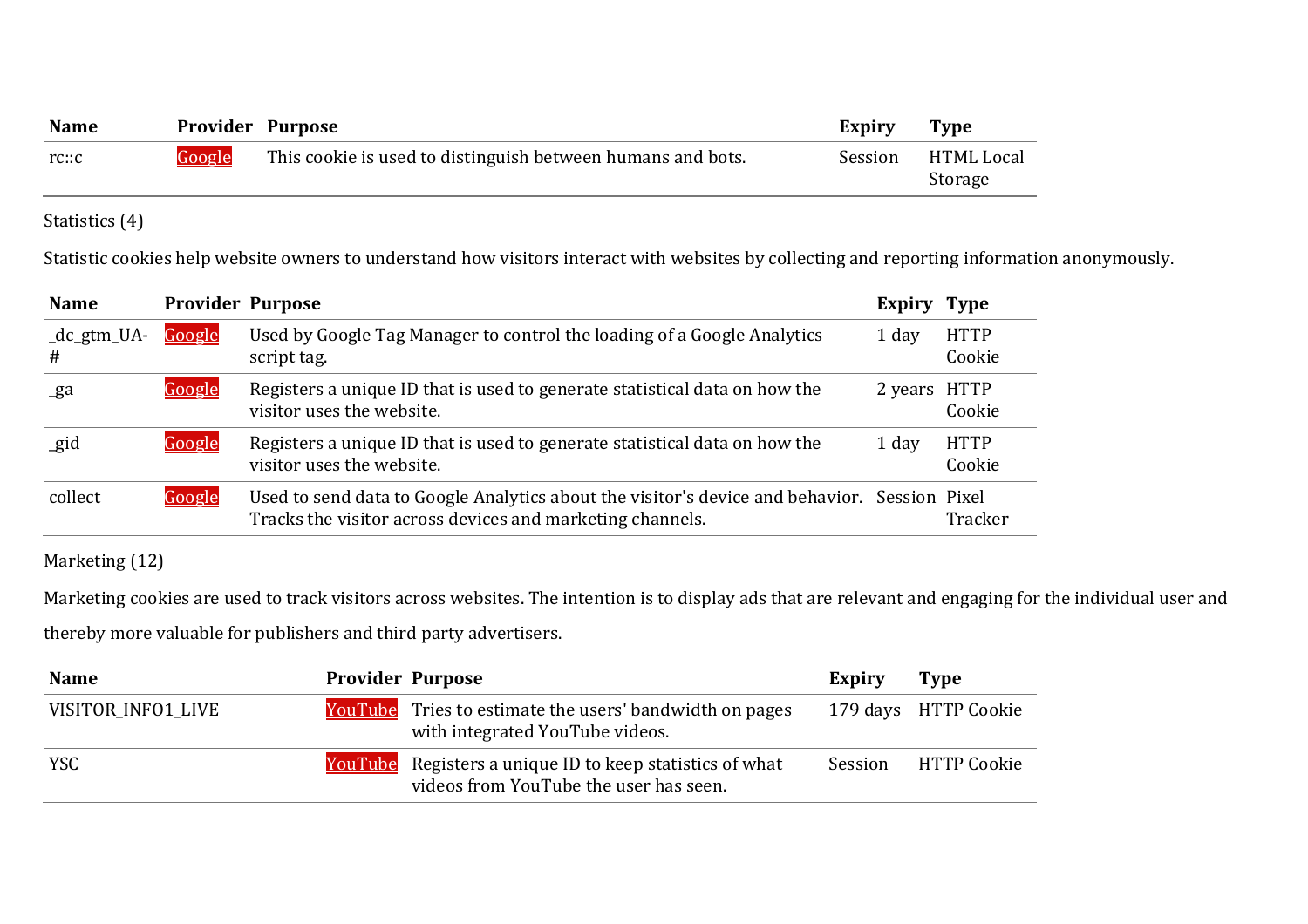| Name | Provider | Purpose | Expiry | Type |
|---|---|---|---|---|
| rc::c | Google | This cookie is used to distinguish between humans and bots. | Session | HTML Local Storage |

Statistics (4)

Statistic cookies help website owners to understand how visitors interact with websites by collecting and reporting information anonymously.

| Name | Provider | Purpose | Expiry | Type |
|---|---|---|---|---|
| _dc_gtm_UA-# | Google | Used by Google Tag Manager to control the loading of a Google Analytics script tag. | 1 day | HTTP Cookie |
| _ga | Google | Registers a unique ID that is used to generate statistical data on how the visitor uses the website. | 2 years | HTTP Cookie |
| _gid | Google | Registers a unique ID that is used to generate statistical data on how the visitor uses the website. | 1 day | HTTP Cookie |
| collect | Google | Used to send data to Google Analytics about the visitor's device and behavior. Tracks the visitor across devices and marketing channels. | Session | Pixel Tracker |

Marketing (12)

Marketing cookies are used to track visitors across websites. The intention is to display ads that are relevant and engaging for the individual user and thereby more valuable for publishers and third party advertisers.

| Name | Provider | Purpose | Expiry | Type |
|---|---|---|---|---|
| VISITOR_INFO1_LIVE | YouTube | Tries to estimate the users' bandwidth on pages with integrated YouTube videos. | 179 days | HTTP Cookie |
| YSC | YouTube | Registers a unique ID to keep statistics of what videos from YouTube the user has seen. | Session | HTTP Cookie |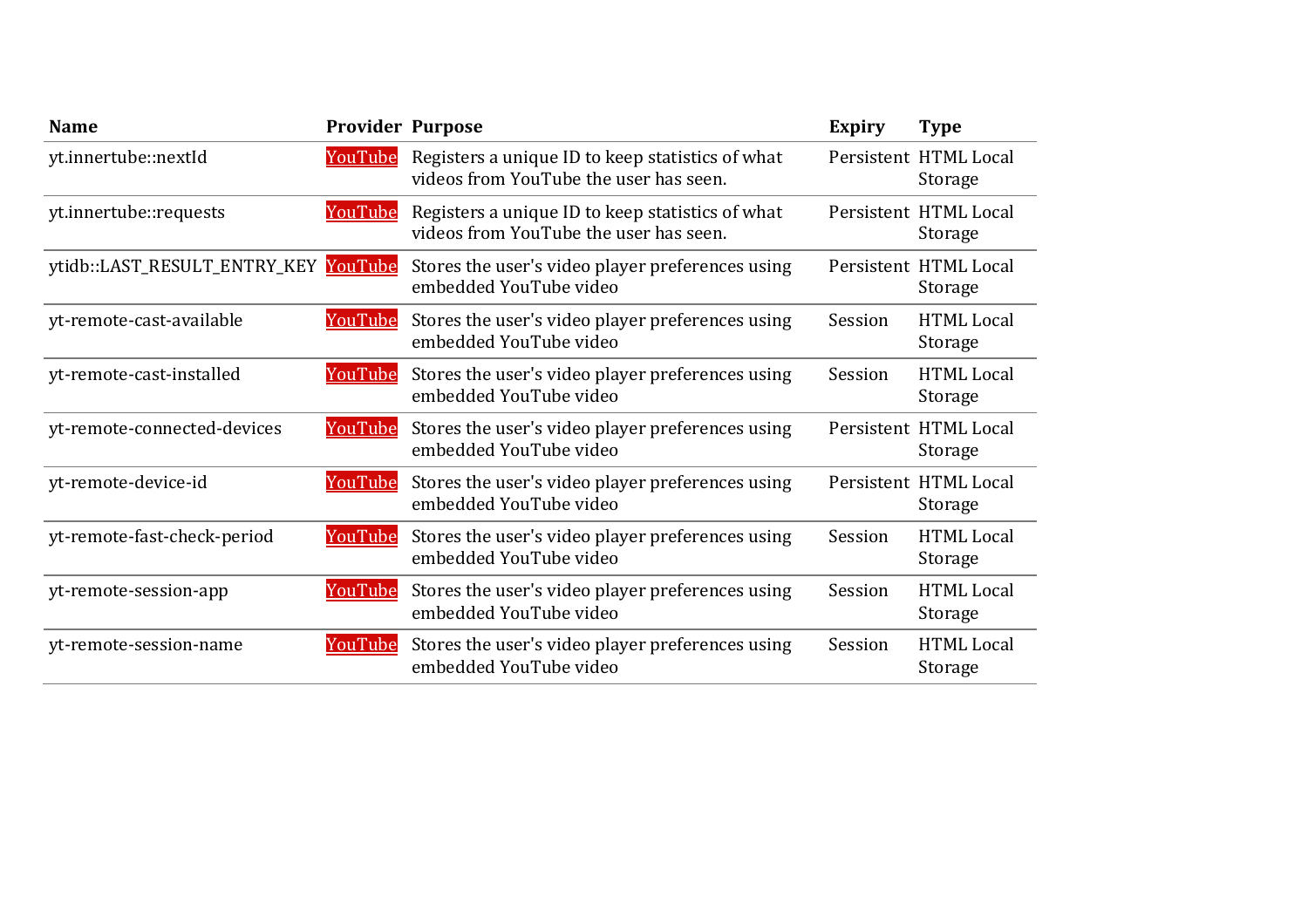| Name | Provider | Purpose | Expiry | Type |
| --- | --- | --- | --- | --- |
| yt.innertube::nextId | YouTube | Registers a unique ID to keep statistics of what videos from YouTube the user has seen. | Persistent | HTML Local Storage |
| yt.innertube::requests | YouTube | Registers a unique ID to keep statistics of what videos from YouTube the user has seen. | Persistent | HTML Local Storage |
| ytidb::LAST_RESULT_ENTRY_KEY | YouTube | Stores the user's video player preferences using embedded YouTube video | Persistent | HTML Local Storage |
| yt-remote-cast-available | YouTube | Stores the user's video player preferences using embedded YouTube video | Session | HTML Local Storage |
| yt-remote-cast-installed | YouTube | Stores the user's video player preferences using embedded YouTube video | Session | HTML Local Storage |
| yt-remote-connected-devices | YouTube | Stores the user's video player preferences using embedded YouTube video | Persistent | HTML Local Storage |
| yt-remote-device-id | YouTube | Stores the user's video player preferences using embedded YouTube video | Persistent | HTML Local Storage |
| yt-remote-fast-check-period | YouTube | Stores the user's video player preferences using embedded YouTube video | Session | HTML Local Storage |
| yt-remote-session-app | YouTube | Stores the user's video player preferences using embedded YouTube video | Session | HTML Local Storage |
| yt-remote-session-name | YouTube | Stores the user's video player preferences using embedded YouTube video | Session | HTML Local Storage |